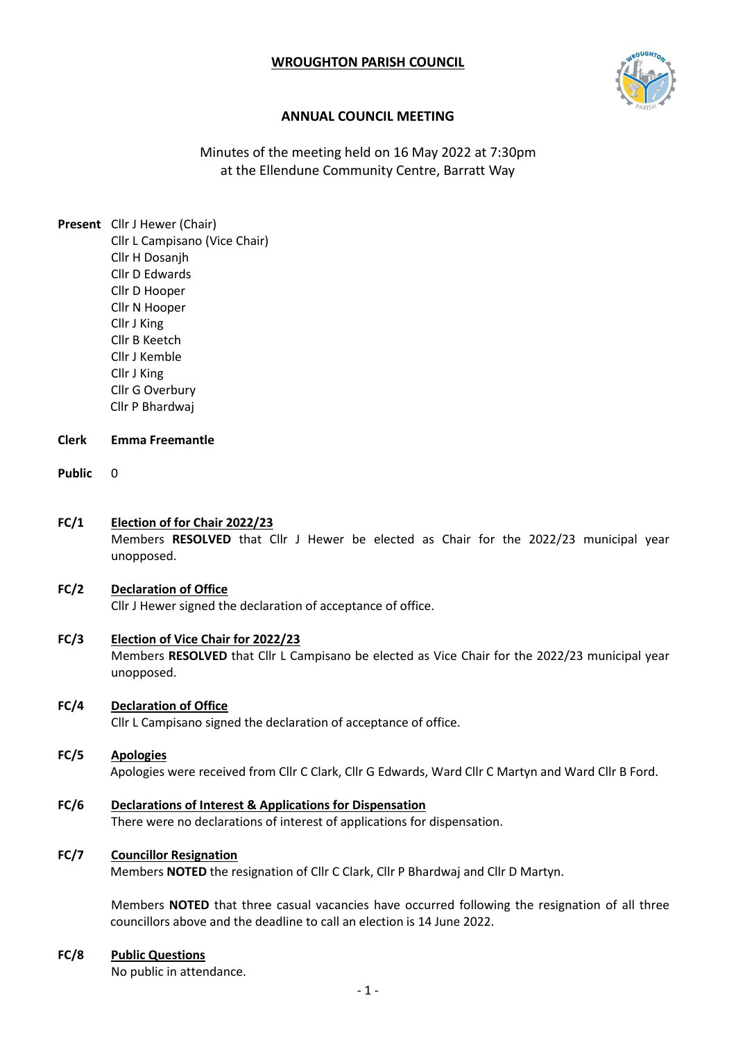# WROUGHTON PARISH COUNCIL

## ANNUAL COUNCIL MEETING

Minutes of the meeting held on 16 May 2022 at 7:30pm
at the Ellendune Community Centre, Barratt Way

**Present** Cllr J Hewer (Chair)
Cllr L Campisano (Vice Chair)
Cllr H Dosanjh
Cllr D Edwards
Cllr D Hooper
Cllr N Hooper
Cllr J King
Cllr B Keetch
Cllr J Kemble
Cllr J King
Cllr G Overbury
Cllr P Bhardwaj

**Clerk** **Emma Freemantle**

**Public** 0

**FC/1** **Election of for Chair 2022/23**
Members **RESOLVED** that Cllr J Hewer be elected as Chair for the 2022/23 municipal year unopposed.

**FC/2** **Declaration of Office**
Cllr J Hewer signed the declaration of acceptance of office.

**FC/3** **Election of Vice Chair for 2022/23**
Members **RESOLVED** that Cllr L Campisano be elected as Vice Chair for the 2022/23 municipal year unopposed.

**FC/4** **Declaration of Office**
Cllr L Campisano signed the declaration of acceptance of office.

**FC/5** **Apologies**
Apologies were received from Cllr C Clark, Cllr G Edwards, Ward Cllr C Martyn and Ward Cllr B Ford.

**FC/6** **Declarations of Interest & Applications for Dispensation**
There were no declarations of interest of applications for dispensation.

**FC/7** **Councillor Resignation**
Members **NOTED** the resignation of Cllr C Clark, Cllr P Bhardwaj and Cllr D Martyn.

Members **NOTED** that three casual vacancies have occurred following the resignation of all three councillors above and the deadline to call an election is 14 June 2022.

**FC/8** **Public Questions**
No public in attendance.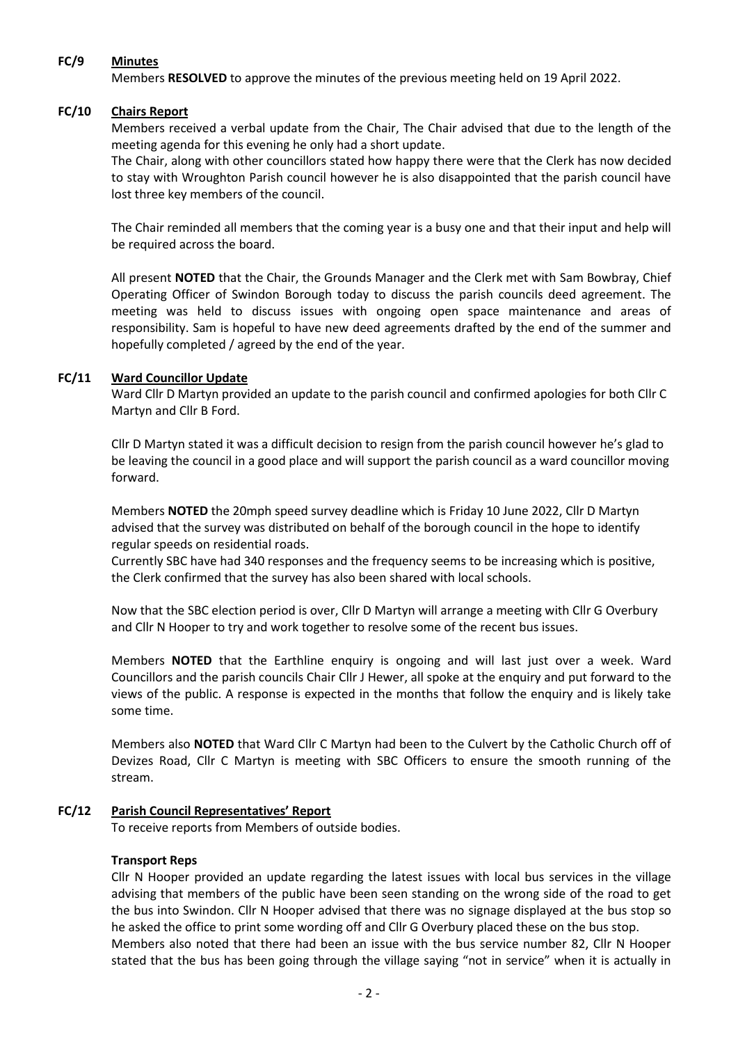**FC/9 Minutes**

Members **RESOLVED** to approve the minutes of the previous meeting held on 19 April 2022.

**FC/10 Chairs Report**

Members received a verbal update from the Chair, The Chair advised that due to the length of the meeting agenda for this evening he only had a short update.

The Chair, along with other councillors stated how happy there were that the Clerk has now decided to stay with Wroughton Parish council however he is also disappointed that the parish council have lost three key members of the council.

The Chair reminded all members that the coming year is a busy one and that their input and help will be required across the board.

All present **NOTED** that the Chair, the Grounds Manager and the Clerk met with Sam Bowbray, Chief Operating Officer of Swindon Borough today to discuss the parish councils deed agreement. The meeting was held to discuss issues with ongoing open space maintenance and areas of responsibility. Sam is hopeful to have new deed agreements drafted by the end of the summer and hopefully completed / agreed by the end of the year.

**FC/11 Ward Councillor Update**

Ward Cllr D Martyn provided an update to the parish council and confirmed apologies for both Cllr C Martyn and Cllr B Ford.

Cllr D Martyn stated it was a difficult decision to resign from the parish council however he's glad to be leaving the council in a good place and will support the parish council as a ward councillor moving forward.

Members **NOTED** the 20mph speed survey deadline which is Friday 10 June 2022, Cllr D Martyn advised that the survey was distributed on behalf of the borough council in the hope to identify regular speeds on residential roads.

Currently SBC have had 340 responses and the frequency seems to be increasing which is positive, the Clerk confirmed that the survey has also been shared with local schools.

Now that the SBC election period is over, Cllr D Martyn will arrange a meeting with Cllr G Overbury and Cllr N Hooper to try and work together to resolve some of the recent bus issues.

Members **NOTED** that the Earthline enquiry is ongoing and will last just over a week. Ward Councillors and the parish councils Chair Cllr J Hewer, all spoke at the enquiry and put forward to the views of the public. A response is expected in the months that follow the enquiry and is likely take some time.

Members also **NOTED** that Ward Cllr C Martyn had been to the Culvert by the Catholic Church off of Devizes Road, Cllr C Martyn is meeting with SBC Officers to ensure the smooth running of the stream.

**FC/12 Parish Council Representatives' Report**

To receive reports from Members of outside bodies.

**Transport Reps**

Cllr N Hooper provided an update regarding the latest issues with local bus services in the village advising that members of the public have been seen standing on the wrong side of the road to get the bus into Swindon. Cllr N Hooper advised that there was no signage displayed at the bus stop so he asked the office to print some wording off and Cllr G Overbury placed these on the bus stop.

Members also noted that there had been an issue with the bus service number 82, Cllr N Hooper stated that the bus has been going through the village saying "not in service" when it is actually in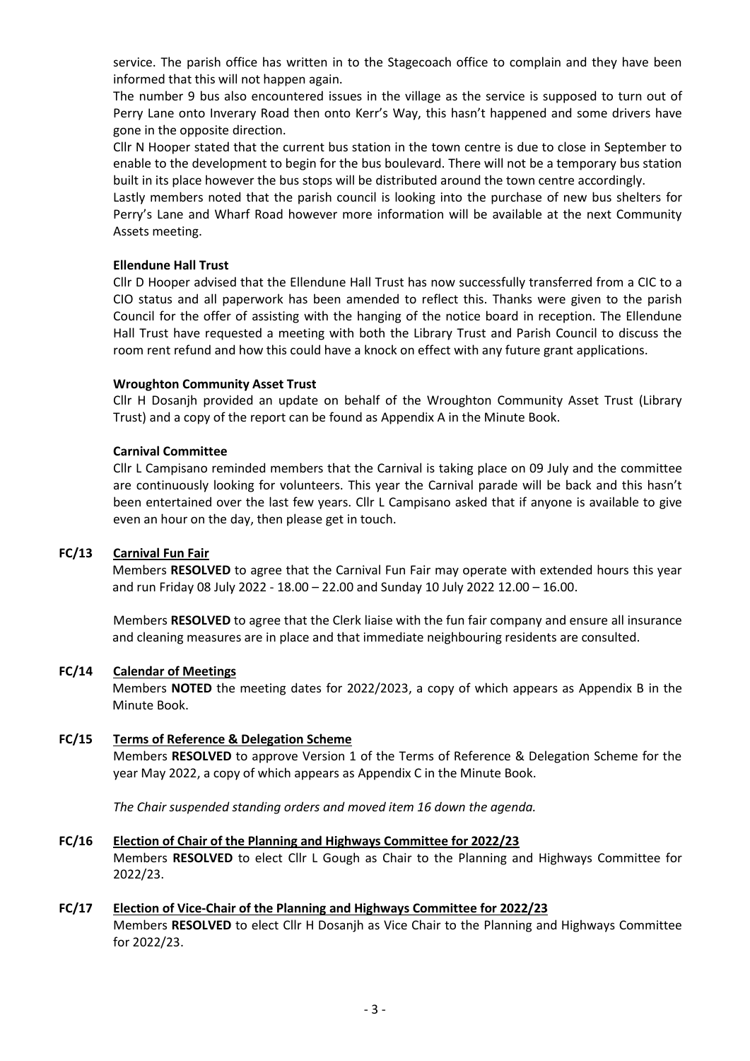service. The parish office has written in to the Stagecoach office to complain and they have been informed that this will not happen again.

The number 9 bus also encountered issues in the village as the service is supposed to turn out of Perry Lane onto Inverary Road then onto Kerr's Way, this hasn't happened and some drivers have gone in the opposite direction.

Cllr N Hooper stated that the current bus station in the town centre is due to close in September to enable to the development to begin for the bus boulevard. There will not be a temporary bus station built in its place however the bus stops will be distributed around the town centre accordingly.

Lastly members noted that the parish council is looking into the purchase of new bus shelters for Perry's Lane and Wharf Road however more information will be available at the next Community Assets meeting.

**Ellendune Hall Trust**

Cllr D Hooper advised that the Ellendune Hall Trust has now successfully transferred from a CIC to a CIO status and all paperwork has been amended to reflect this. Thanks were given to the parish Council for the offer of assisting with the hanging of the notice board in reception. The Ellendune Hall Trust have requested a meeting with both the Library Trust and Parish Council to discuss the room rent refund and how this could have a knock on effect with any future grant applications.

**Wroughton Community Asset Trust**

Cllr H Dosanjh provided an update on behalf of the Wroughton Community Asset Trust (Library Trust) and a copy of the report can be found as Appendix A in the Minute Book.

**Carnival Committee**

Cllr L Campisano reminded members that the Carnival is taking place on 09 July and the committee are continuously looking for volunteers. This year the Carnival parade will be back and this hasn't been entertained over the last few years. Cllr L Campisano asked that if anyone is available to give even an hour on the day, then please get in touch.

**FC/13 <u>Carnival Fun Fair</u>**

Members **RESOLVED** to agree that the Carnival Fun Fair may operate with extended hours this year and run Friday 08 July 2022 - 18.00 – 22.00 and Sunday 10 July 2022 12.00 – 16.00.

Members **RESOLVED** to agree that the Clerk liaise with the fun fair company and ensure all insurance and cleaning measures are in place and that immediate neighbouring residents are consulted.

**FC/14 <u>Calendar of Meetings</u>**

Members **NOTED** the meeting dates for 2022/2023, a copy of which appears as Appendix B in the Minute Book.

**FC/15 <u>Terms of Reference & Delegation Scheme</u>**

Members **RESOLVED** to approve Version 1 of the Terms of Reference & Delegation Scheme for the year May 2022, a copy of which appears as Appendix C in the Minute Book.

*The Chair suspended standing orders and moved item 16 down the agenda.*

**FC/16 <u>Election of Chair of the Planning and Highways Committee for 2022/23</u>**

Members **RESOLVED** to elect Cllr L Gough as Chair to the Planning and Highways Committee for 2022/23.

**FC/17 <u>Election of Vice-Chair of the Planning and Highways Committee for 2022/23</u>**

Members **RESOLVED** to elect Cllr H Dosanjh as Vice Chair to the Planning and Highways Committee for 2022/23.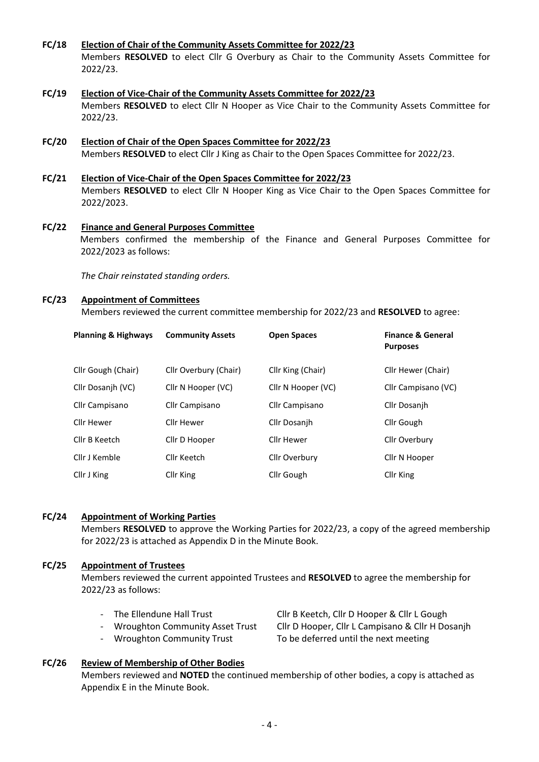**FC/18 Election of Chair of the Community Assets Committee for 2022/23**

Members **RESOLVED** to elect Cllr G Overbury as Chair to the Community Assets Committee for 2022/23.

**FC/19 Election of Vice-Chair of the Community Assets Committee for 2022/23**

Members **RESOLVED** to elect Cllr N Hooper as Vice Chair to the Community Assets Committee for 2022/23.

**FC/20 Election of Chair of the Open Spaces Committee for 2022/23**

Members **RESOLVED** to elect Cllr J King as Chair to the Open Spaces Committee for 2022/23.

**FC/21 Election of Vice-Chair of the Open Spaces Committee for 2022/23**

Members **RESOLVED** to elect Cllr N Hooper King as Vice Chair to the Open Spaces Committee for 2022/2023.

**FC/22 Finance and General Purposes Committee**

Members confirmed the membership of the Finance and General Purposes Committee for 2022/2023 as follows:

*The Chair reinstated standing orders.*

**FC/23 Appointment of Committees**

Members reviewed the current committee membership for 2022/23 and **RESOLVED** to agree:

| Planning & Highways | Community Assets | Open Spaces | Finance & General Purposes |
|---|---|---|---|
| Cllr Gough (Chair) | Cllr Overbury (Chair) | Cllr King (Chair) | Cllr Hewer (Chair) |
| Cllr Dosanjh (VC) | Cllr N Hooper (VC) | Cllr N Hooper (VC) | Cllr Campisano (VC) |
| Cllr Campisano | Cllr Campisano | Cllr Campisano | Cllr Dosanjh |
| Cllr Hewer | Cllr Hewer | Cllr Dosanjh | Cllr Gough |
| Cllr B Keetch | Cllr D Hooper | Cllr Hewer | Cllr Overbury |
| Cllr J Kemble | Cllr Keetch | Cllr Overbury | Cllr N Hooper |
| Cllr J King | Cllr King | Cllr Gough | Cllr King |

**FC/24 Appointment of Working Parties**

Members **RESOLVED** to approve the Working Parties for 2022/23, a copy of the agreed membership for 2022/23 is attached as Appendix D in the Minute Book.

**FC/25 Appointment of Trustees**

Members reviewed the current appointed Trustees and **RESOLVED** to agree the membership for 2022/23 as follows:

- The Ellendune Hall Trust — Cllr B Keetch, Cllr D Hooper & Cllr L Gough
- Wroughton Community Asset Trust — Cllr D Hooper, Cllr L Campisano & Cllr H Dosanjh
- Wroughton Community Trust — To be deferred until the next meeting

**FC/26 Review of Membership of Other Bodies**

Members reviewed and **NOTED** the continued membership of other bodies, a copy is attached as Appendix E in the Minute Book.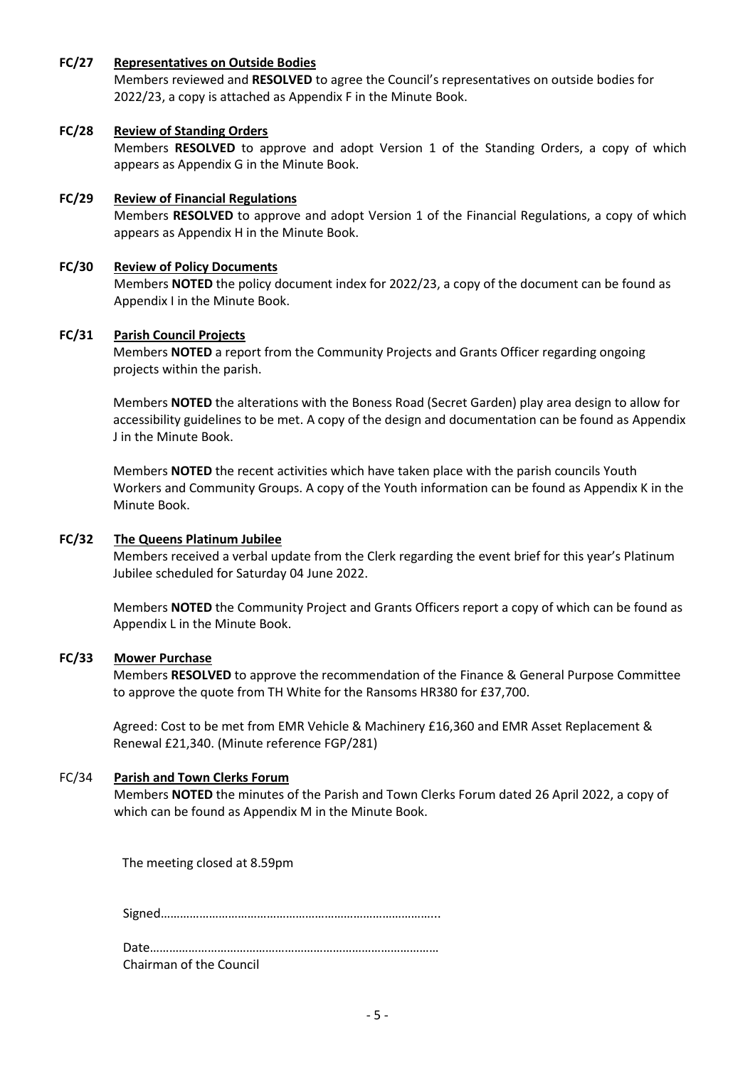**FC/27 Representatives on Outside Bodies**

Members reviewed and **RESOLVED** to agree the Council's representatives on outside bodies for 2022/23, a copy is attached as Appendix F in the Minute Book.

**FC/28 Review of Standing Orders**

Members **RESOLVED** to approve and adopt Version 1 of the Standing Orders, a copy of which appears as Appendix G in the Minute Book.

**FC/29 Review of Financial Regulations**

Members **RESOLVED** to approve and adopt Version 1 of the Financial Regulations, a copy of which appears as Appendix H in the Minute Book.

**FC/30 Review of Policy Documents**

Members **NOTED** the policy document index for 2022/23, a copy of the document can be found as Appendix I in the Minute Book.

**FC/31 Parish Council Projects**

Members **NOTED** a report from the Community Projects and Grants Officer regarding ongoing projects within the parish.

Members **NOTED** the alterations with the Boness Road (Secret Garden) play area design to allow for accessibility guidelines to be met. A copy of the design and documentation can be found as Appendix J in the Minute Book.

Members **NOTED** the recent activities which have taken place with the parish councils Youth Workers and Community Groups. A copy of the Youth information can be found as Appendix K in the Minute Book.

**FC/32 The Queens Platinum Jubilee**

Members received a verbal update from the Clerk regarding the event brief for this year's Platinum Jubilee scheduled for Saturday 04 June 2022.

Members **NOTED** the Community Project and Grants Officers report a copy of which can be found as Appendix L in the Minute Book.

**FC/33 Mower Purchase**

Members **RESOLVED** to approve the recommendation of the Finance & General Purpose Committee to approve the quote from TH White for the Ransoms HR380 for £37,700.

Agreed: Cost to be met from EMR Vehicle & Machinery £16,360 and EMR Asset Replacement & Renewal £21,340. (Minute reference FGP/281)

FC/34 **Parish and Town Clerks Forum**

Members **NOTED** the minutes of the Parish and Town Clerks Forum dated 26 April 2022, a copy of which can be found as Appendix M in the Minute Book.

The meeting closed at 8.59pm

Signed…………………………………………………………………………..

Date……………………………………………………………………………

Chairman of the Council